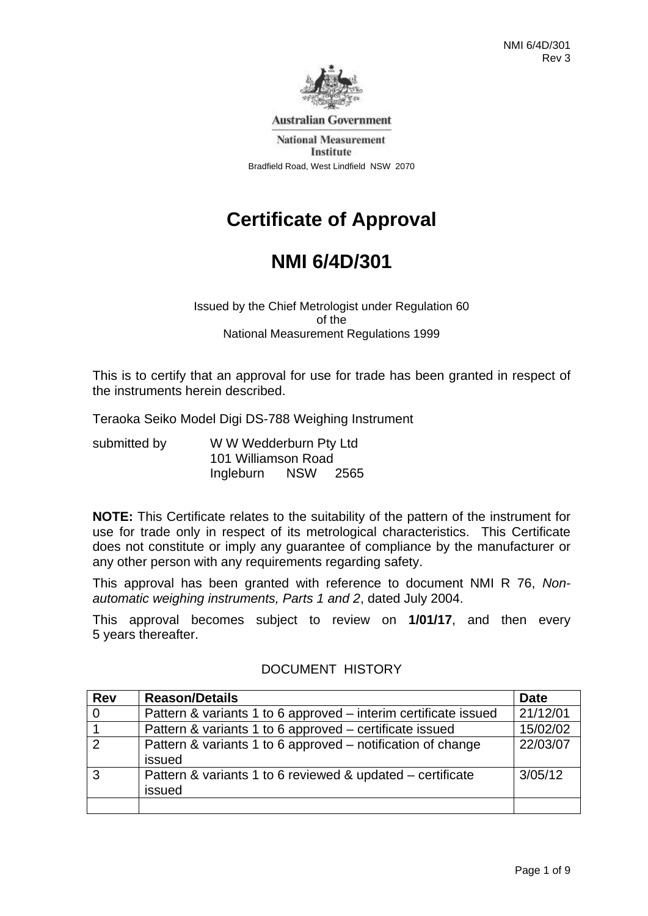Australian Government

National Measurement Institute

Bradfield Road, West Lindfield NSW 2070

# Certificate of Approval

# NMI 6/4D/301

Issued by the Chief Metrologist under Regulation 60
of the
National Measurement Regulations 1999

This is to certify that an approval for use for trade has been granted in respect of the instruments herein described.

Teraoka Seiko Model Digi DS-788 Weighing Instrument

submitted by W W Wedderburn Pty Ltd
101 Williamson Road
Ingleburn NSW 2565

**NOTE:** This Certificate relates to the suitability of the pattern of the instrument for use for trade only in respect of its metrological characteristics. This Certificate does not constitute or imply any guarantee of compliance by the manufacturer or any other person with any requirements regarding safety.

This approval has been granted with reference to document NMI R 76, *Non-automatic weighing instruments, Parts 1 and 2*, dated July 2004.

This approval becomes subject to review on **1/01/17**, and then every 5 years thereafter.

DOCUMENT HISTORY

| Rev | Reason/Details | Date |
|---|---|---|
| 0 | Pattern & variants 1 to 6 approved – interim certificate issued | 21/12/01 |
| 1 | Pattern & variants 1 to 6 approved – certificate issued | 15/02/02 |
| 2 | Pattern & variants 1 to 6 approved – notification of change issued | 22/03/07 |
| 3 | Pattern & variants 1 to 6 reviewed & updated – certificate issued | 3/05/12 |
| | | |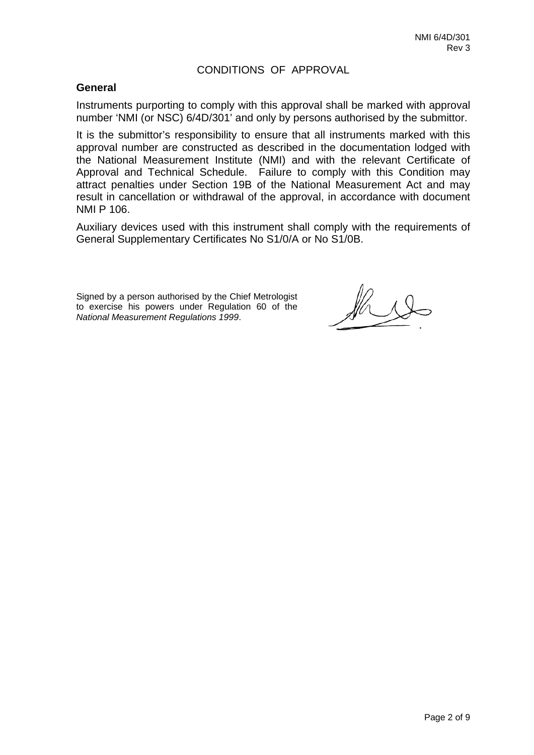# CONDITIONS OF APPROVAL

## General

Instruments purporting to comply with this approval shall be marked with approval number 'NMI (or NSC) 6/4D/301' and only by persons authorised by the submittor.

It is the submittor's responsibility to ensure that all instruments marked with this approval number are constructed as described in the documentation lodged with the National Measurement Institute (NMI) and with the relevant Certificate of Approval and Technical Schedule. Failure to comply with this Condition may attract penalties under Section 19B of the National Measurement Act and may result in cancellation or withdrawal of the approval, in accordance with document NMI P 106.

Auxiliary devices used with this instrument shall comply with the requirements of General Supplementary Certificates No S1/0/A or No S1/0B.

Signed by a person authorised by the Chief Metrologist to exercise his powers under Regulation 60 of the *National Measurement Regulations 1999*.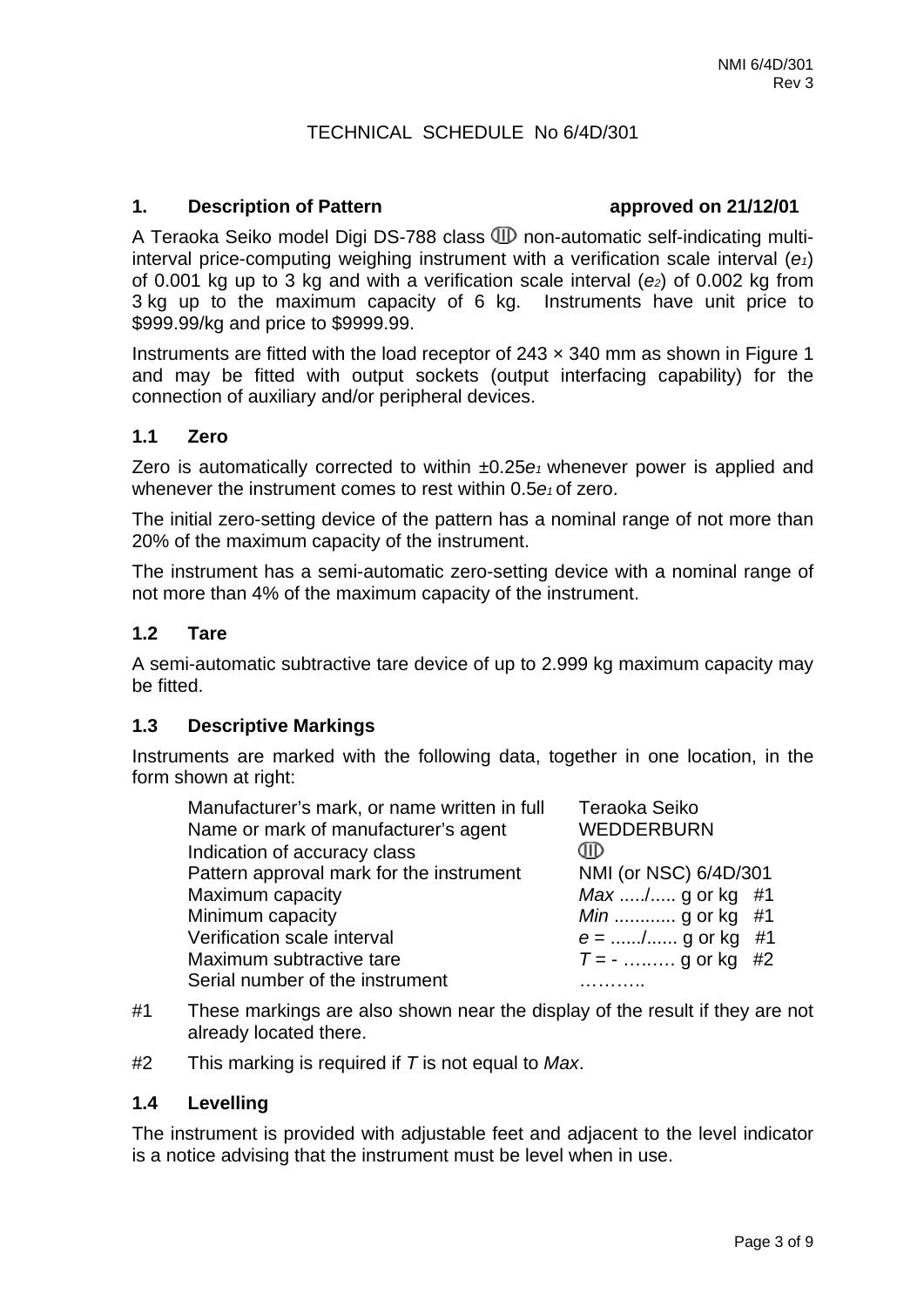NMI 6/4D/301
Rev 3

TECHNICAL SCHEDULE No 6/4D/301

## 1. Description of Pattern approved on 21/12/01

A Teraoka Seiko model Digi DS-788 class ⅢD non-automatic self-indicating multi-interval price-computing weighing instrument with a verification scale interval ($e_1$) of 0.001 kg up to 3 kg and with a verification scale interval ($e_2$) of 0.002 kg from 3 kg up to the maximum capacity of 6 kg. Instruments have unit price to $999.99/kg and price to $9999.99.

Instruments are fitted with the load receptor of 243 × 340 mm as shown in Figure 1 and may be fitted with output sockets (output interfacing capability) for the connection of auxiliary and/or peripheral devices.

### 1.1 Zero

Zero is automatically corrected to within ±0.25$e_1$ whenever power is applied and whenever the instrument comes to rest within 0.5$e_1$ of zero.

The initial zero-setting device of the pattern has a nominal range of not more than 20% of the maximum capacity of the instrument.

The instrument has a semi-automatic zero-setting device with a nominal range of not more than 4% of the maximum capacity of the instrument.

### 1.2 Tare

A semi-automatic subtractive tare device of up to 2.999 kg maximum capacity may be fitted.

### 1.3 Descriptive Markings

Instruments are marked with the following data, together in one location, in the form shown at right:

| | |
|---|---|
| Manufacturer's mark, or name written in full | Teraoka Seiko |
| Name or mark of manufacturer's agent | WEDDERBURN |
| Indication of accuracy class | ⅢD |
| Pattern approval mark for the instrument | NMI (or NSC) 6/4D/301 |
| Maximum capacity | *Max* ...../..... g or kg #1 |
| Minimum capacity | *Min* ............ g or kg #1 |
| Verification scale interval | *e* = ....../...... g or kg #1 |
| Maximum subtractive tare | *T* = - ……… g or kg #2 |
| Serial number of the instrument | ……….. |

#1 These markings are also shown near the display of the result if they are not already located there.

#2 This marking is required if *T* is not equal to *Max*.

### 1.4 Levelling

The instrument is provided with adjustable feet and adjacent to the level indicator is a notice advising that the instrument must be level when in use.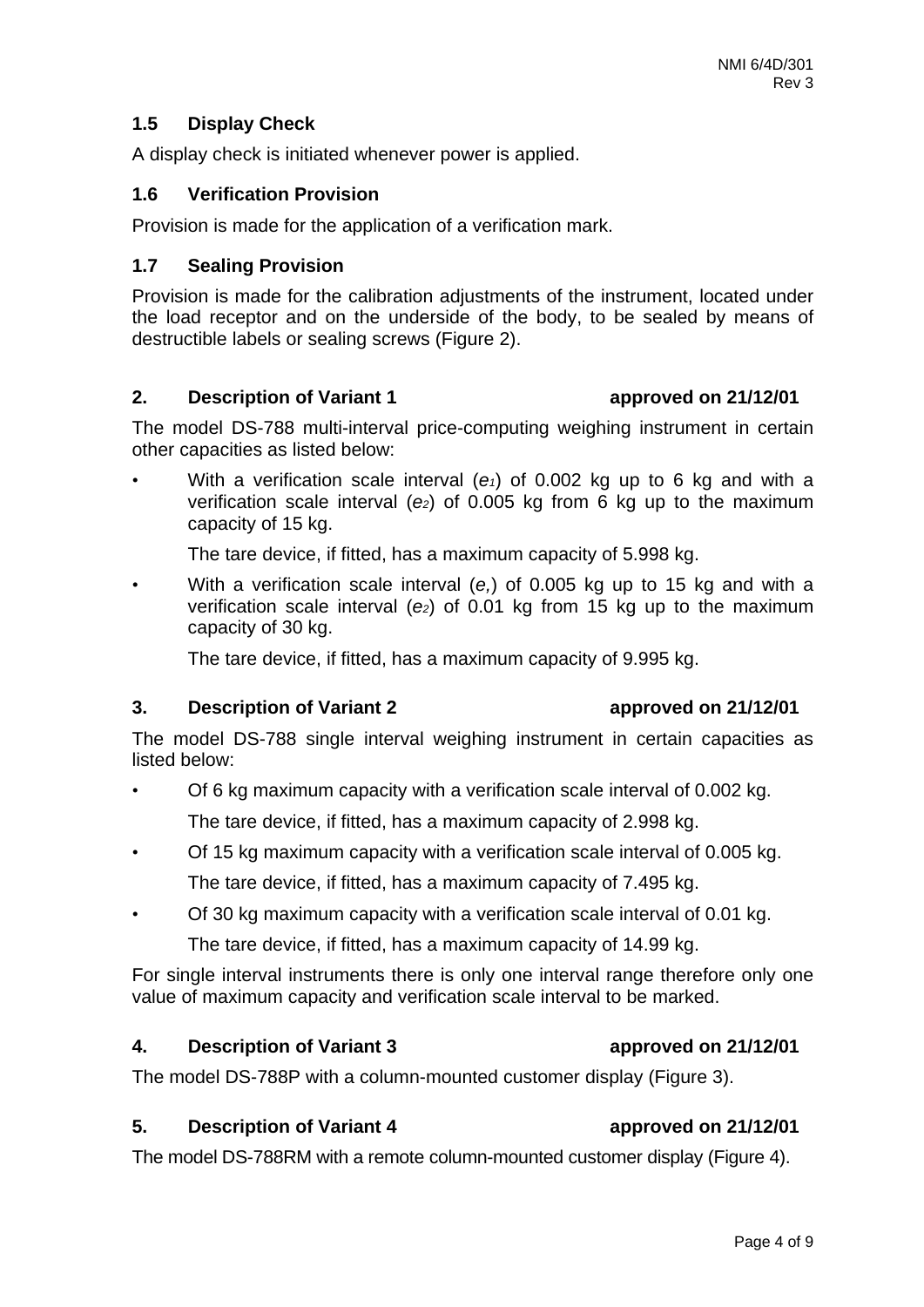### 1.5 Display Check

A display check is initiated whenever power is applied.

### 1.6 Verification Provision

Provision is made for the application of a verification mark.

### 1.7 Sealing Provision

Provision is made for the calibration adjustments of the instrument, located under the load receptor and on the underside of the body, to be sealed by means of destructible labels or sealing screws (Figure 2).

## 2. Description of Variant 1 — approved on 21/12/01

The model DS-788 multi-interval price-computing weighing instrument in certain other capacities as listed below:

- With a verification scale interval ($e_1$) of 0.002 kg up to 6 kg and with a verification scale interval ($e_2$) of 0.005 kg from 6 kg up to the maximum capacity of 15 kg.

  The tare device, if fitted, has a maximum capacity of 5.998 kg.

- With a verification scale interval ($e_1$) of 0.005 kg up to 15 kg and with a verification scale interval ($e_2$) of 0.01 kg from 15 kg up to the maximum capacity of 30 kg.

  The tare device, if fitted, has a maximum capacity of 9.995 kg.

## 3. Description of Variant 2 — approved on 21/12/01

The model DS-788 single interval weighing instrument in certain capacities as listed below:

- Of 6 kg maximum capacity with a verification scale interval of 0.002 kg.

  The tare device, if fitted, has a maximum capacity of 2.998 kg.

- Of 15 kg maximum capacity with a verification scale interval of 0.005 kg.

  The tare device, if fitted, has a maximum capacity of 7.495 kg.

- Of 30 kg maximum capacity with a verification scale interval of 0.01 kg.

  The tare device, if fitted, has a maximum capacity of 14.99 kg.

For single interval instruments there is only one interval range therefore only one value of maximum capacity and verification scale interval to be marked.

## 4. Description of Variant 3 — approved on 21/12/01

The model DS-788P with a column-mounted customer display (Figure 3).

## 5. Description of Variant 4 — approved on 21/12/01

The model DS-788RM with a remote column-mounted customer display (Figure 4).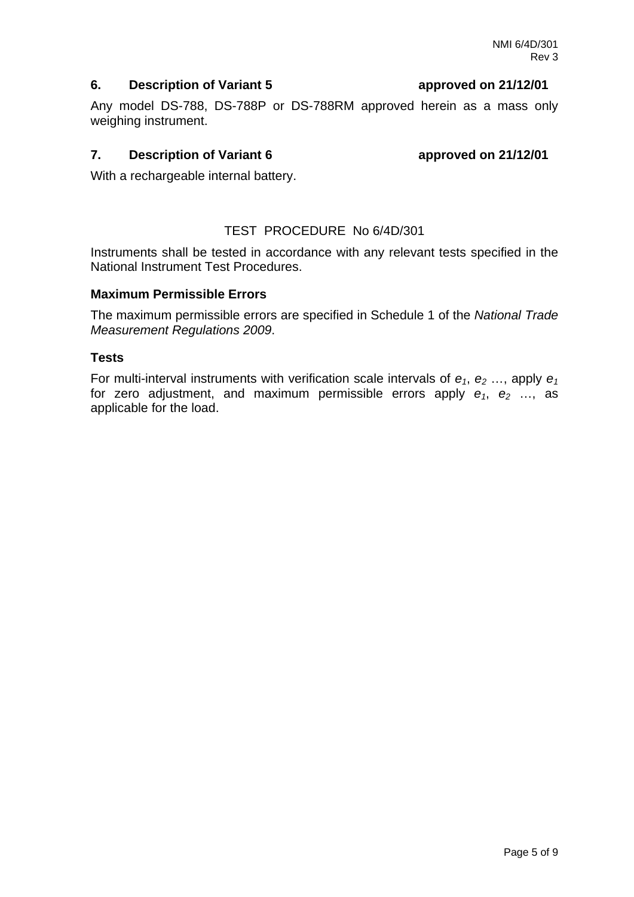## 6. Description of Variant 5 approved on 21/12/01

Any model DS-788, DS-788P or DS-788RM approved herein as a mass only weighing instrument.

## 7. Description of Variant 6 approved on 21/12/01

With a rechargeable internal battery.

# TEST PROCEDURE No 6/4D/301

Instruments shall be tested in accordance with any relevant tests specified in the National Instrument Test Procedures.

### Maximum Permissible Errors

The maximum permissible errors are specified in Schedule 1 of the *National Trade Measurement Regulations 2009*.

### Tests

For multi-interval instruments with verification scale intervals of $e_1$, $e_2$ …, apply $e_1$ for zero adjustment, and maximum permissible errors apply $e_1$, $e_2$ …, as applicable for the load.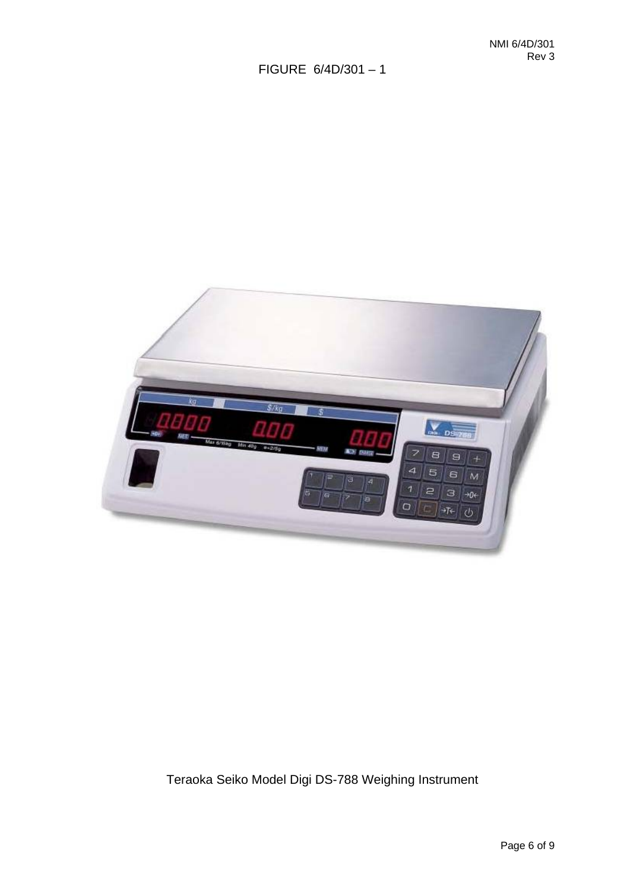FIGURE 6/4D/301 – 1

Teraoka Seiko Model Digi DS-788 Weighing Instrument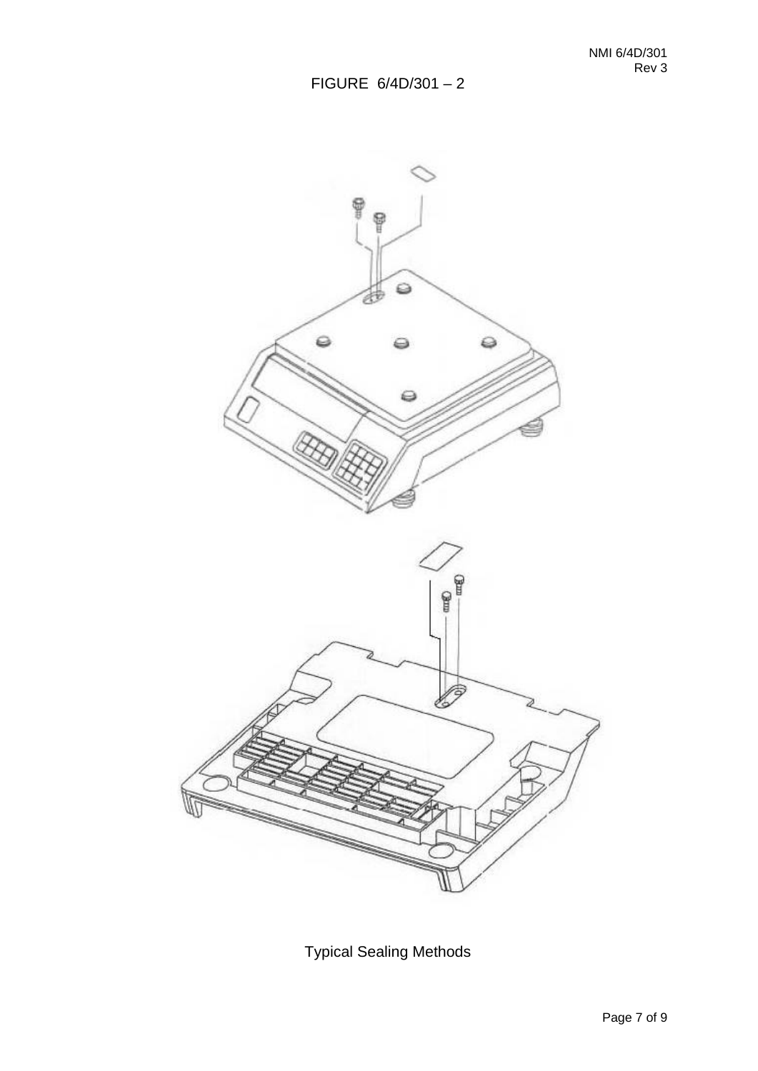FIGURE 6/4D/301 – 2

Typical Sealing Methods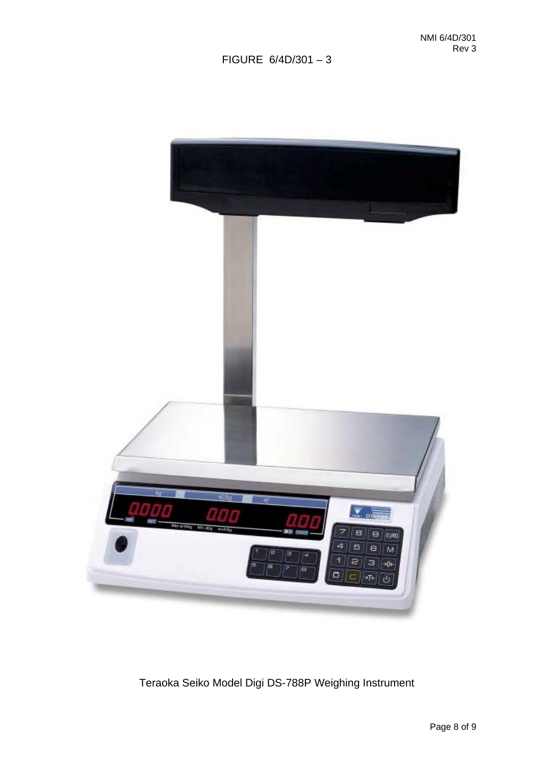FIGURE 6/4D/301 – 3

Teraoka Seiko Model Digi DS-788P Weighing Instrument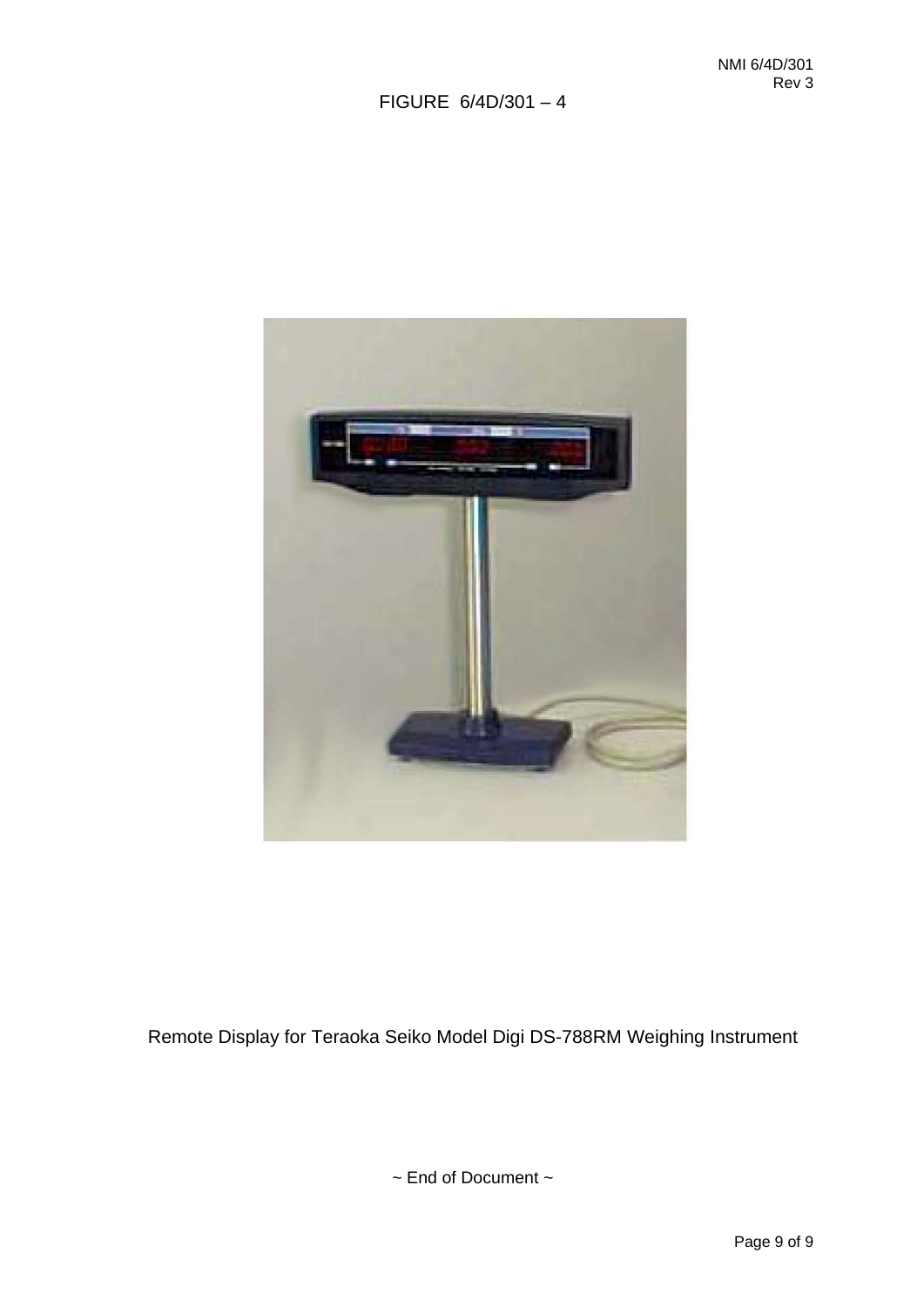FIGURE 6/4D/301 – 4

Remote Display for Teraoka Seiko Model Digi DS-788RM Weighing Instrument

~ End of Document ~